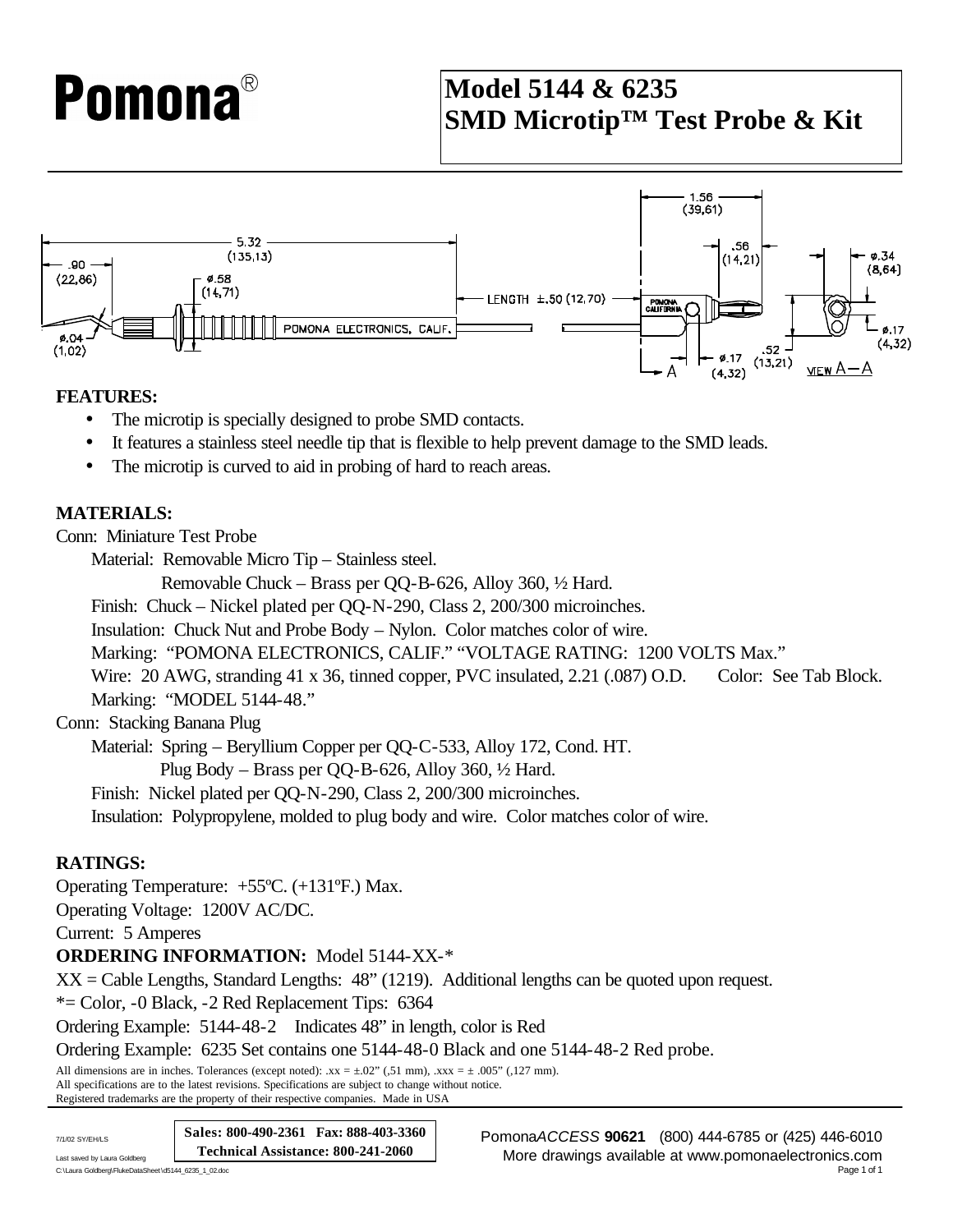# Pomona®

# Model 5144 & 6235
# SMD Microtip™ Test Probe & Kit

## FEATURES:

- The microtip is specially designed to probe SMD contacts.
- It features a stainless steel needle tip that is flexible to help prevent damage to the SMD leads.
- The microtip is curved to aid in probing of hard to reach areas.

## MATERIALS:

Conn: Miniature Test Probe

Material: Removable Micro Tip – Stainless steel.

Removable Chuck – Brass per QQ-B-626, Alloy 360, ½ Hard.

Finish: Chuck – Nickel plated per QQ-N-290, Class 2, 200/300 microinches.

Insulation: Chuck Nut and Probe Body – Nylon. Color matches color of wire.

Marking: "POMONA ELECTRONICS, CALIF." "VOLTAGE RATING: 1200 VOLTS Max."

Wire: 20 AWG, stranding 41 x 36, tinned copper, PVC insulated, 2.21 (.087) O.D. Color: See Tab Block.

Marking: "MODEL 5144-48."

Conn: Stacking Banana Plug

Material: Spring – Beryllium Copper per QQ-C-533, Alloy 172, Cond. HT.

Plug Body – Brass per QQ-B-626, Alloy 360, ½ Hard.

Finish: Nickel plated per QQ-N-290, Class 2, 200/300 microinches.

Insulation: Polypropylene, molded to plug body and wire. Color matches color of wire.

## RATINGS:

Operating Temperature: +55ºC. (+131ºF.) Max.

Operating Voltage: 1200V AC/DC.

Current: 5 Amperes

**ORDERING INFORMATION:** Model 5144-XX-*

XX = Cable Lengths, Standard Lengths: 48" (1219). Additional lengths can be quoted upon request.

*= Color, -0 Black, -2 Red Replacement Tips: 6364

Ordering Example: 5144-48-2 Indicates 48" in length, color is Red

Ordering Example: 6235 Set contains one 5144-48-0 Black and one 5144-48-2 Red probe.

All dimensions are in inches. Tolerances (except noted): .xx = ±.02" (,51 mm), .xxx = ± .005" (,127 mm).
All specifications are to the latest revisions. Specifications are subject to change without notice.
Registered trademarks are the property of their respective companies. Made in USA

7/1/02 SY/EH/LS

Last saved by Laura Goldberg

C:\Laura Goldberg\FlukeDataSheet\d5144_6235_1_02.doc

**Sales: 800-490-2361 Fax: 888-403-3360**
**Technical Assistance: 800-241-2060**

Pomona*ACCESS* **90621** (800) 444-6785 or (425) 446-6010
More drawings available at www.pomonaelectronics.com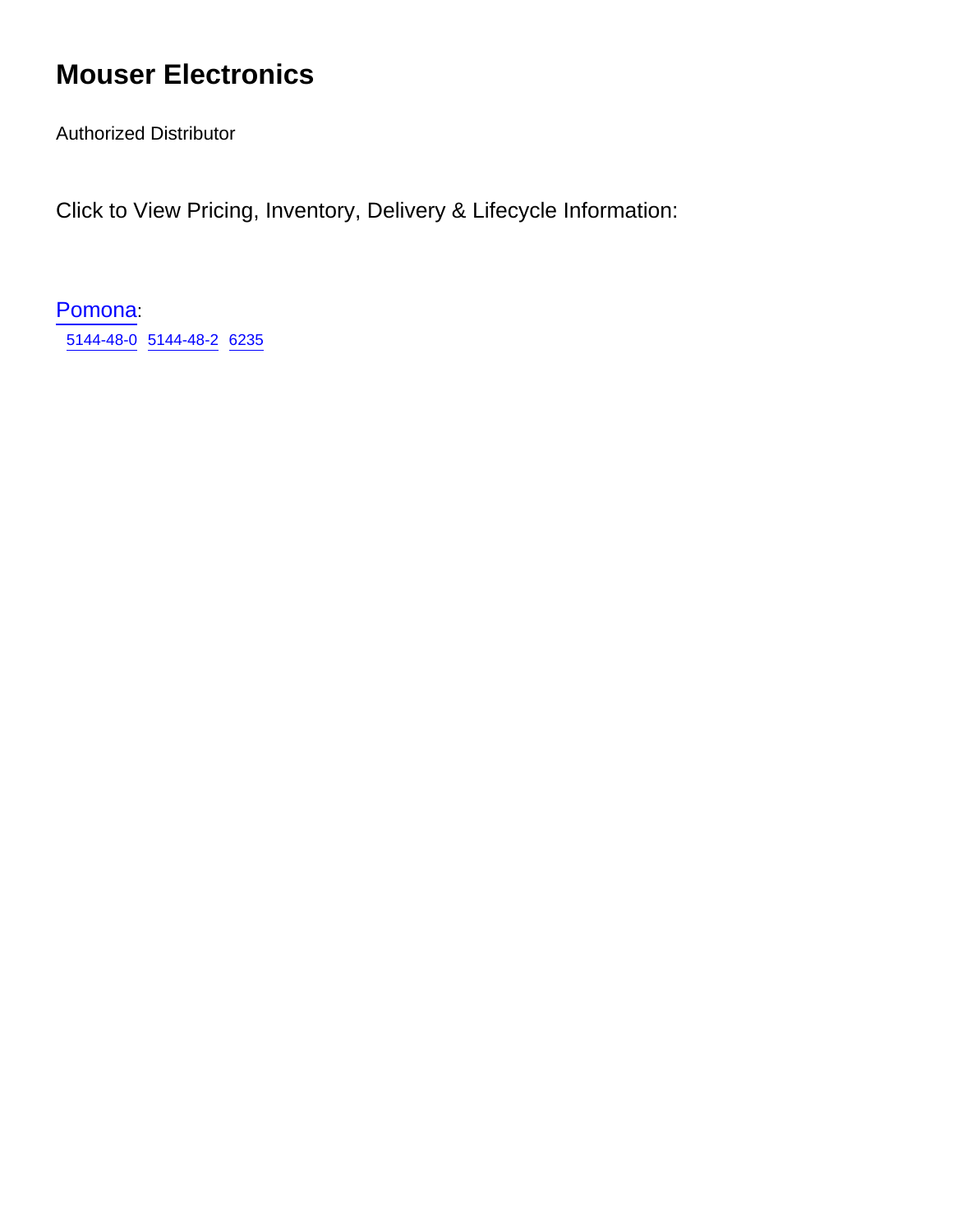# Mouser Electronics

Authorized Distributor

Click to View Pricing, Inventory, Delivery & Lifecycle Information:

Pomona:

5144-48-0 5144-48-2 6235